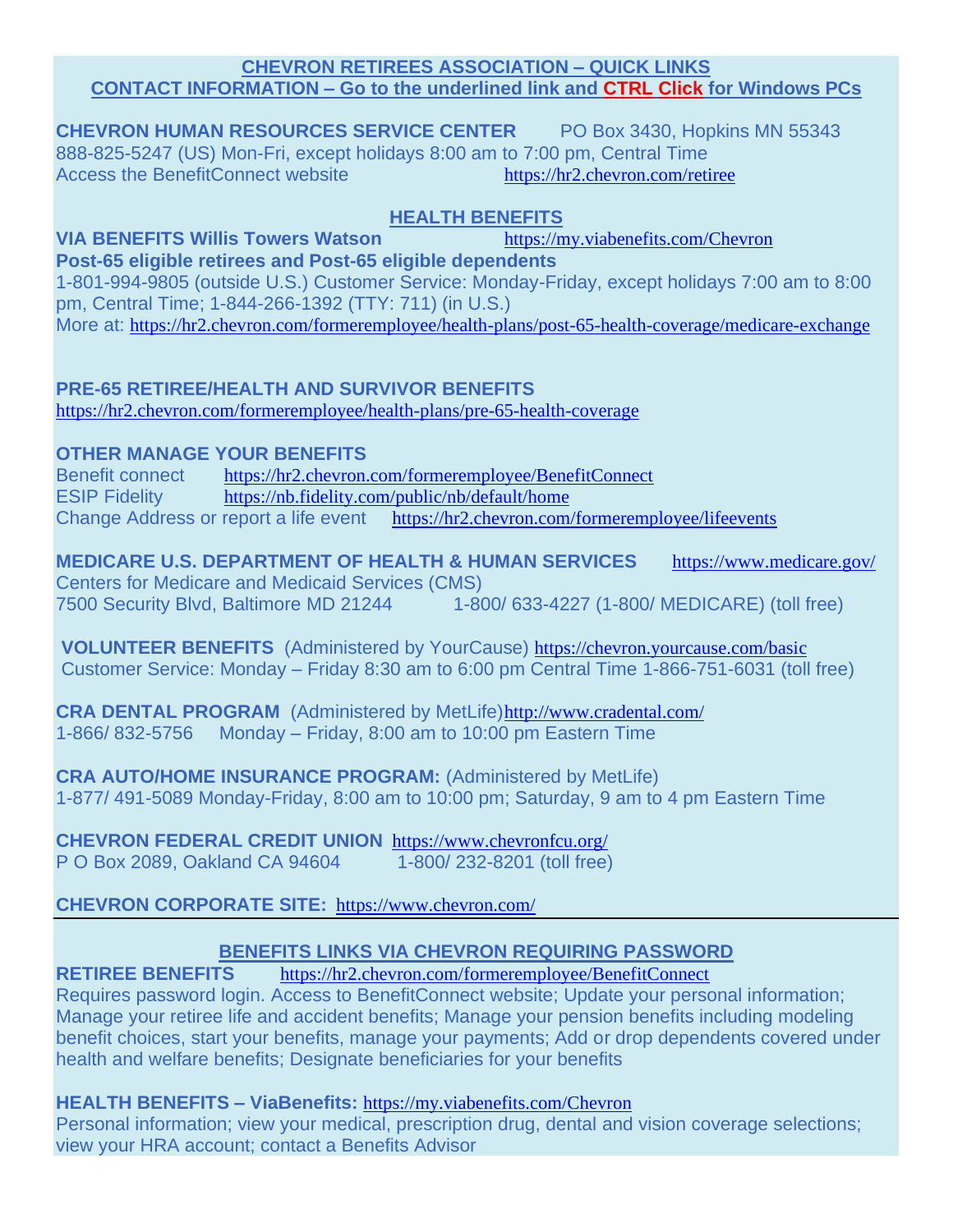## CHEVRON RETIREES ASSOCIATION – QUICK LINKS
## CONTACT INFORMATION – Go to the underlined link and CTRL Click for Windows PCs

**CHEVRON HUMAN RESOURCES SERVICE CENTER** PO Box 3430, Hopkins MN 55343
888-825-5247 (US) Mon-Fri, except holidays 8:00 am to 7:00 pm, Central Time
Access the BenefitConnect website https://hr2.chevron.com/retiree

### HEALTH BENEFITS

**VIA BENEFITS Willis Towers Watson** https://my.viabenefits.com/Chevron
**Post-65 eligible retirees and Post-65 eligible dependents**
1-801-994-9805 (outside U.S.) Customer Service: Monday-Friday, except holidays 7:00 am to 8:00 pm, Central Time; 1-844-266-1392 (TTY: 711) (in U.S.)
More at: https://hr2.chevron.com/formeremployee/health-plans/post-65-health-coverage/medicare-exchange

**PRE-65 RETIREE/HEALTH AND SURVIVOR BENEFITS**
https://hr2.chevron.com/formeremployee/health-plans/pre-65-health-coverage

**OTHER MANAGE YOUR BENEFITS**
Benefit connect https://hr2.chevron.com/formeremployee/BenefitConnect
ESIP Fidelity https://nb.fidelity.com/public/nb/default/home
Change Address or report a life event https://hr2.chevron.com/formeremployee/lifeevents

**MEDICARE U.S. DEPARTMENT OF HEALTH & HUMAN SERVICES** https://www.medicare.gov/
Centers for Medicare and Medicaid Services (CMS)
7500 Security Blvd, Baltimore MD 21244 1-800/ 633-4227 (1-800/ MEDICARE) (toll free)

**VOLUNTEER BENEFITS** (Administered by YourCause) https://chevron.yourcause.com/basic
Customer Service: Monday – Friday 8:30 am to 6:00 pm Central Time 1-866-751-6031 (toll free)

**CRA DENTAL PROGRAM** (Administered by MetLife) http://www.cradental.com/
1-866/ 832-5756 Monday – Friday, 8:00 am to 10:00 pm Eastern Time

**CRA AUTO/HOME INSURANCE PROGRAM:** (Administered by MetLife)
1-877/ 491-5089 Monday-Friday, 8:00 am to 10:00 pm; Saturday, 9 am to 4 pm Eastern Time

**CHEVRON FEDERAL CREDIT UNION** https://www.chevronfcu.org/
P O Box 2089, Oakland CA 94604 1-800/ 232-8201 (toll free)

**CHEVRON CORPORATE SITE:** https://www.chevron.com/

---

### BENEFITS LINKS VIA CHEVRON REQUIRING PASSWORD

**RETIREE BENEFITS** https://hr2.chevron.com/formeremployee/BenefitConnect
Requires password login. Access to BenefitConnect website; Update your personal information; Manage your retiree life and accident benefits; Manage your pension benefits including modeling benefit choices, start your benefits, manage your payments; Add or drop dependents covered under health and welfare benefits; Designate beneficiaries for your benefits

**HEALTH BENEFITS – ViaBenefits:** https://my.viabenefits.com/Chevron
Personal information; view your medical, prescription drug, dental and vision coverage selections; view your HRA account; contact a Benefits Advisor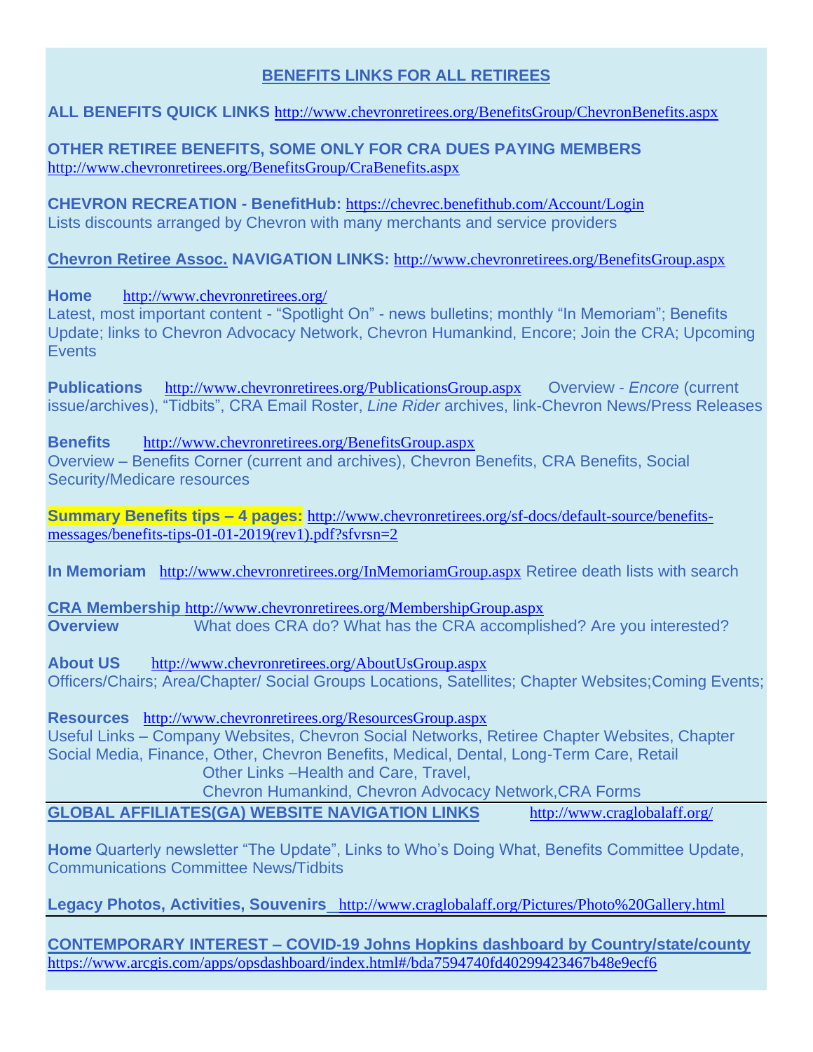## BENEFITS LINKS FOR ALL RETIREES

**ALL BENEFITS QUICK LINKS** http://www.chevronretirees.org/BenefitsGroup/ChevronBenefits.aspx

**OTHER RETIREE BENEFITS, SOME ONLY FOR CRA DUES PAYING MEMBERS**
http://www.chevronretirees.org/BenefitsGroup/CraBenefits.aspx

**CHEVRON RECREATION - BenefitHub:** https://chevrec.benefithub.com/Account/Login
Lists discounts arranged by Chevron with many merchants and service providers

**Chevron Retiree Assoc. NAVIGATION LINKS:** http://www.chevronretirees.org/BenefitsGroup.aspx

**Home** http://www.chevronretirees.org/
Latest, most important content - "Spotlight On" - news bulletins; monthly "In Memoriam"; Benefits Update; links to Chevron Advocacy Network, Chevron Humankind, Encore; Join the CRA; Upcoming Events

**Publications** http://www.chevronretirees.org/PublicationsGroup.aspx Overview - *Encore* (current issue/archives), "Tidbits", CRA Email Roster, *Line Rider* archives, link-Chevron News/Press Releases

**Benefits** http://www.chevronretirees.org/BenefitsGroup.aspx
Overview – Benefits Corner (current and archives), Chevron Benefits, CRA Benefits, Social Security/Medicare resources

**Summary Benefits tips – 4 pages:** http://www.chevronretirees.org/sf-docs/default-source/benefits-messages/benefits-tips-01-01-2019(rev1).pdf?sfvrsn=2

**In Memoriam** http://www.chevronretirees.org/InMemoriamGroup.aspx Retiree death lists with search

**CRA Membership** http://www.chevronretirees.org/MembershipGroup.aspx
**Overview** What does CRA do? What has the CRA accomplished? Are you interested?

**About US** http://www.chevronretirees.org/AboutUsGroup.aspx
Officers/Chairs; Area/Chapter/ Social Groups Locations, Satellites; Chapter Websites;Coming Events;

**Resources** http://www.chevronretirees.org/ResourcesGroup.aspx
Useful Links – Company Websites, Chevron Social Networks, Retiree Chapter Websites, Chapter Social Media, Finance, Other, Chevron Benefits, Medical, Dental, Long-Term Care, Retail
Other Links –Health and Care, Travel,
Chevron Humankind, Chevron Advocacy Network,CRA Forms

---

**GLOBAL AFFILIATES(GA) WEBSITE NAVIGATION LINKS** http://www.craglobalaff.org/

**Home** Quarterly newsletter "The Update", Links to Who's Doing What, Benefits Committee Update, Communications Committee News/Tidbits

**Legacy Photos, Activities, Souvenirs** http://www.craglobalaff.org/Pictures/Photo%20Gallery.html

---

**CONTEMPORARY INTEREST – COVID-19 Johns Hopkins dashboard by Country/state/county**
https://www.arcgis.com/apps/opsdashboard/index.html#/bda7594740fd40299423467b48e9ecf6